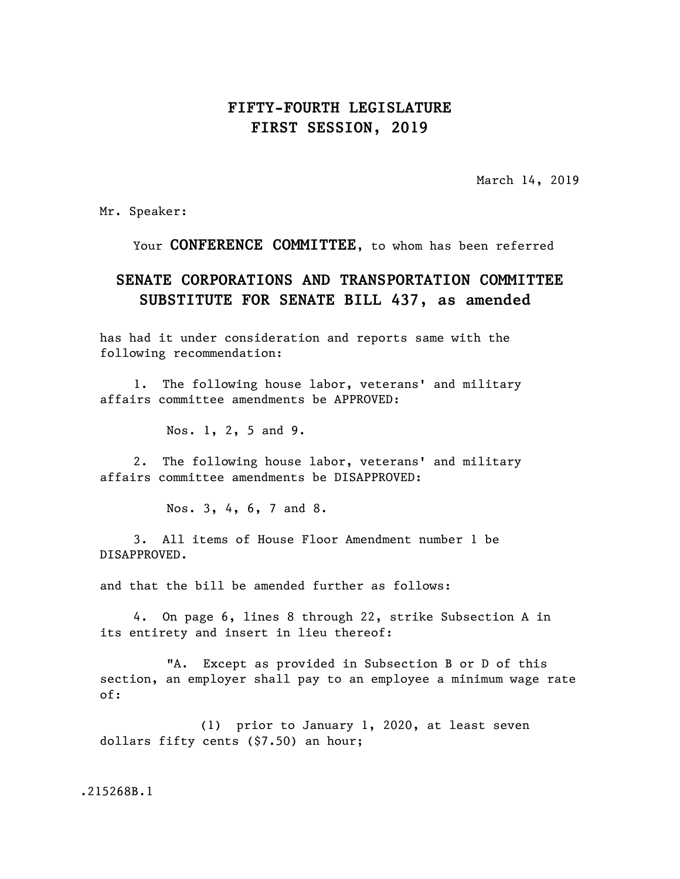# FIFTY-FOURTH LEGISLATURE
# FIRST SESSION, 2019

March 14, 2019

Mr. Speaker:

Your **CONFERENCE COMMITTEE**, to whom has been referred

## SENATE CORPORATIONS AND TRANSPORTATION COMMITTEE SUBSTITUTE FOR SENATE BILL 437, as amended

has had it under consideration and reports same with the following recommendation:

1. The following house labor, veterans' and military affairs committee amendments be APPROVED:

   Nos. 1, 2, 5 and 9.

2. The following house labor, veterans' and military affairs committee amendments be DISAPPROVED:

   Nos. 3, 4, 6, 7 and 8.

3. All items of House Floor Amendment number 1 be DISAPPROVED.

and that the bill be amended further as follows:

4. On page 6, lines 8 through 22, strike Subsection A in its entirety and insert in lieu thereof:

"A. Except as provided in Subsection B or D of this section, an employer shall pay to an employee a minimum wage rate of:

(1) prior to January 1, 2020, at least seven dollars fifty cents ($7.50) an hour;

.215268B.1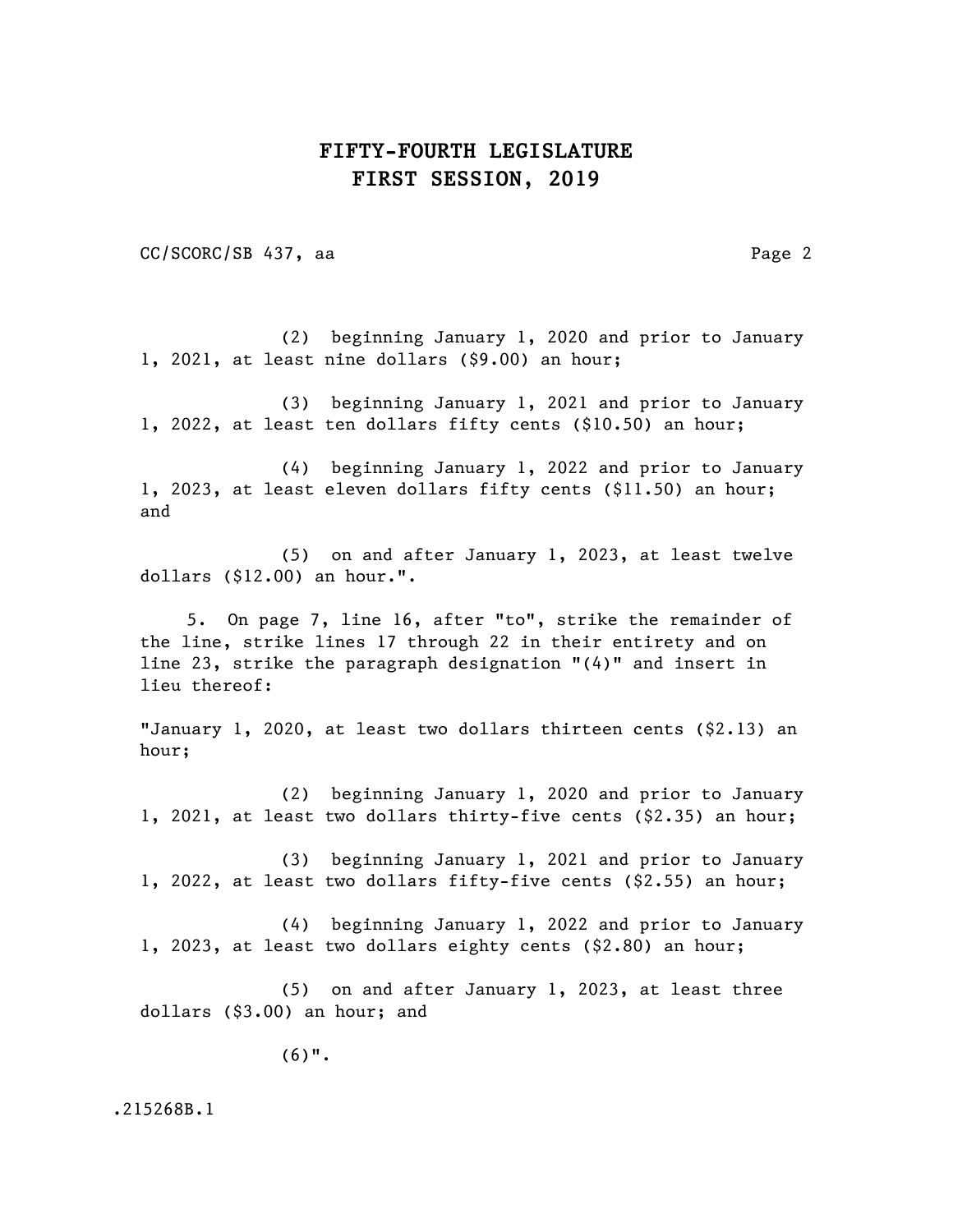(2) beginning January 1, 2020 and prior to January 1, 2021, at least nine dollars ($9.00) an hour;

(3) beginning January 1, 2021 and prior to January 1, 2022, at least ten dollars fifty cents ($10.50) an hour;

(4) beginning January 1, 2022 and prior to January 1, 2023, at least eleven dollars fifty cents ($11.50) an hour; and

(5) on and after January 1, 2023, at least twelve dollars ($12.00) an hour.".

5. On page 7, line 16, after "to", strike the remainder of the line, strike lines 17 through 22 in their entirety and on line 23, strike the paragraph designation "(4)" and insert in lieu thereof:

"January 1, 2020, at least two dollars thirteen cents ($2.13) an hour;

(2) beginning January 1, 2020 and prior to January 1, 2021, at least two dollars thirty-five cents ($2.35) an hour;

(3) beginning January 1, 2021 and prior to January 1, 2022, at least two dollars fifty-five cents ($2.55) an hour;

(4) beginning January 1, 2022 and prior to January 1, 2023, at least two dollars eighty cents ($2.80) an hour;

(5) on and after January 1, 2023, at least three dollars ($3.00) an hour; and

(6)".

.215268B.1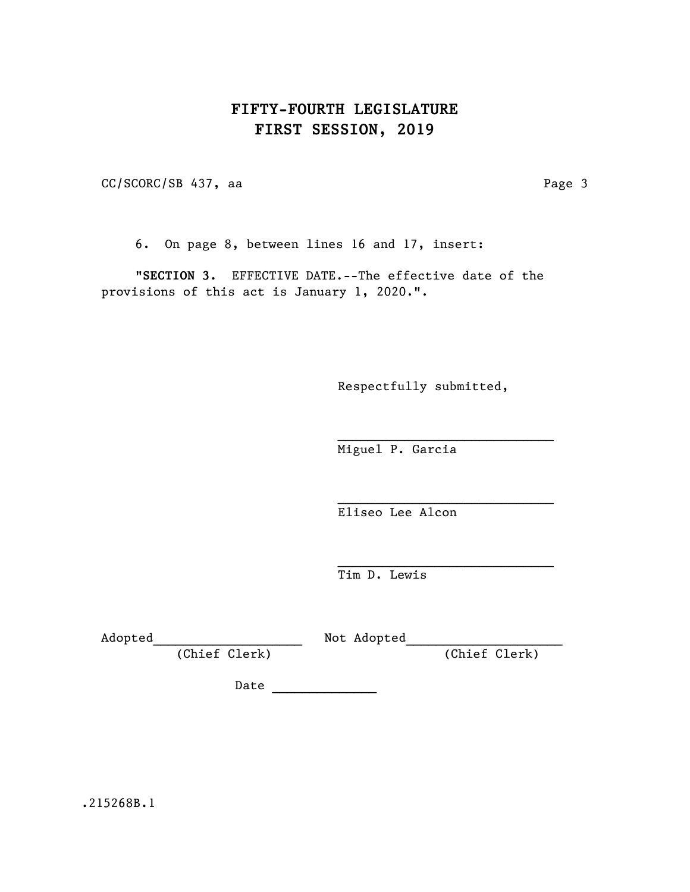# FIFTY-FOURTH LEGISLATURE
# FIRST SESSION, 2019

CC/SCORC/SB 437, aa

6. On page 8, between lines 16 and 17, insert:

"**SECTION 3.** EFFECTIVE DATE.--The effective date of the provisions of this act is January 1, 2020.".

Respectfully submitted,

\_\_\_\_\_\_\_\_\_\_\_\_\_\_\_\_\_\_\_\_\_\_\_\_\_\_\_\_
Miguel P. Garcia

\_\_\_\_\_\_\_\_\_\_\_\_\_\_\_\_\_\_\_\_\_\_\_\_\_\_\_\_
Eliseo Lee Alcon

\_\_\_\_\_\_\_\_\_\_\_\_\_\_\_\_\_\_\_\_\_\_\_\_\_\_\_\_
Tim D. Lewis

Adopted\_\_\_\_\_\_\_\_\_\_\_\_\_\_\_\_\_\_\_\_ (Chief Clerk)    Not Adopted\_\_\_\_\_\_\_\_\_\_\_\_\_\_\_\_\_\_\_\_ (Chief Clerk)

Date \_\_\_\_\_\_\_\_\_\_\_\_\_\_

.215268B.1